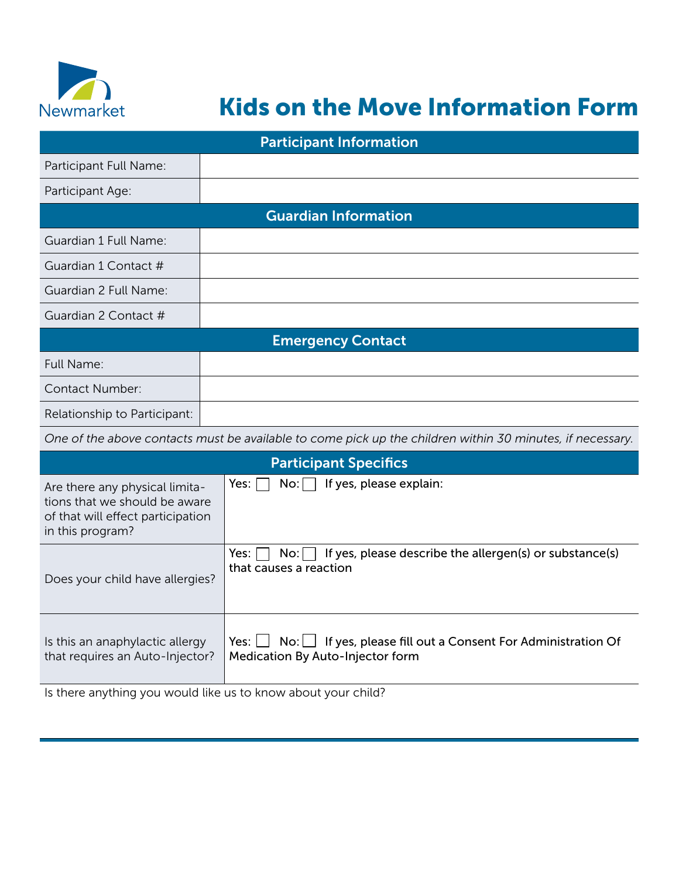Newmarket

# Kids on the Move Information Form

| Participant Information | |
|---|---|
| Participant Full Name: | |
| Participant Age: | |

| Guardian Information | |
|---|---|
| Guardian 1 Full Name: | |
| Guardian 1 Contact # | |
| Guardian 2 Full Name: | |
| Guardian 2 Contact # | |

| Emergency Contact | |
|---|---|
| Full Name: | |
| Contact Number: | |
| Relationship to Participant: | |

*One of the above contacts must be available to come pick up the children within 30 minutes, if necessary.*

| Participant Specifics | |
|---|---|
| Are there any physical limitations that we should be aware of that will effect participation in this program? | Yes: ☐ No: ☐ If yes, please explain: |
| Does your child have allergies? | Yes: ☐ No: ☐ If yes, please describe the allergen(s) or substance(s) that causes a reaction |
| Is this an anaphylactic allergy that requires an Auto-Injector? | Yes: ☐ No: ☐ If yes, please fill out a Consent For Administration Of Medication By Auto-Injector form |

Is there anything you would like us to know about your child?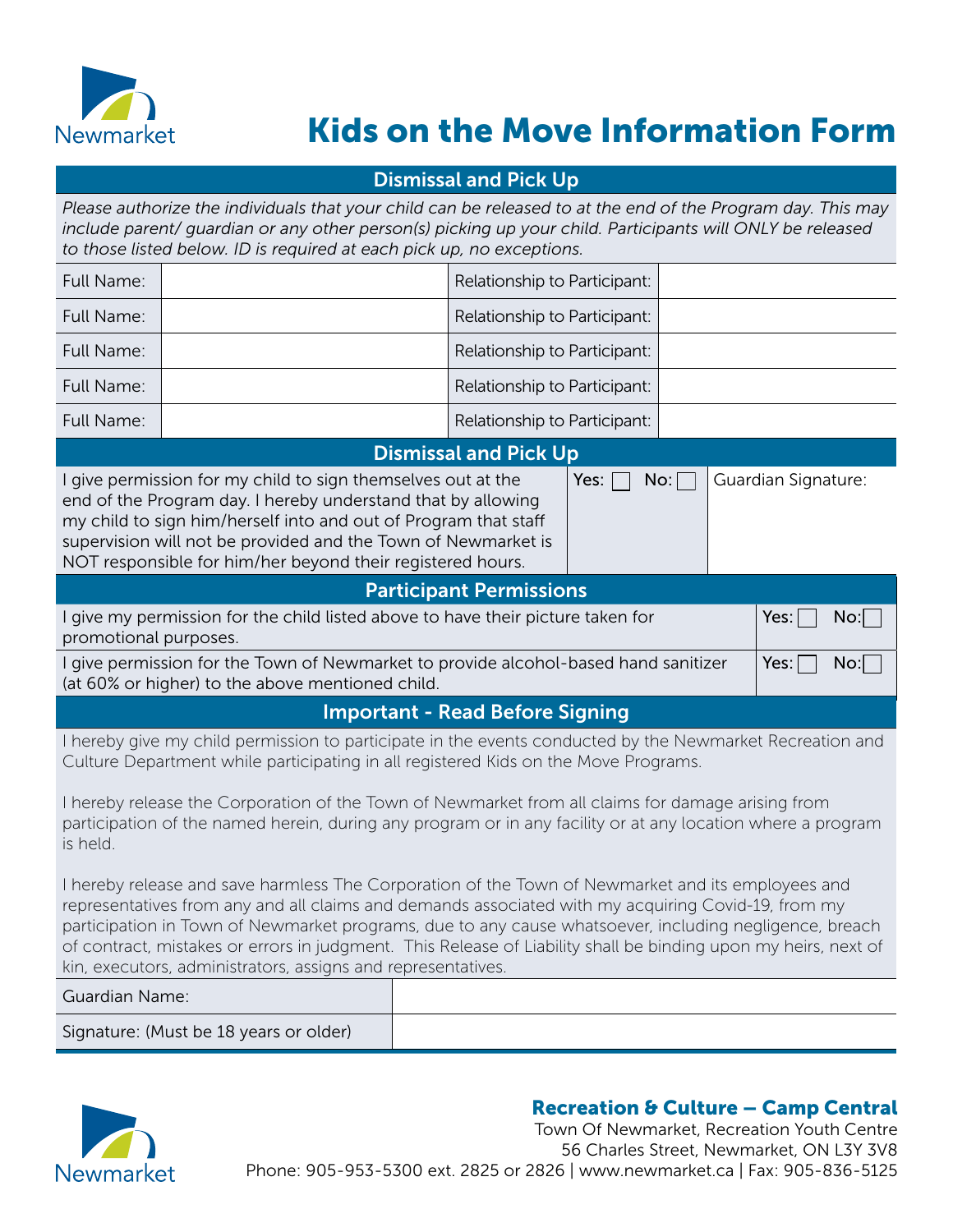Newmarket

# Kids on the Move Information Form

## Dismissal and Pick Up

*Please authorize the individuals that your child can be released to at the end of the Program day. This may include parent/ guardian or any other person(s) picking up your child. Participants will ONLY be released to those listed below. ID is required at each pick up, no exceptions.*

| | | | |
|---|---|---|---|
| Full Name: | | Relationship to Participant: | |
| Full Name: | | Relationship to Participant: | |
| Full Name: | | Relationship to Participant: | |
| Full Name: | | Relationship to Participant: | |
| Full Name: | | Relationship to Participant: | |

## Dismissal and Pick Up

| | | |
|---|---|---|
| I give permission for my child to sign themselves out at the end of the Program day. I hereby understand that by allowing my child to sign him/herself into and out of Program that staff supervision will not be provided and the Town of Newmarket is NOT responsible for him/her beyond their registered hours. | Yes: ☐ No: ☐ | Guardian Signature: |

## Participant Permissions

| | |
|---|---|
| I give my permission for the child listed above to have their picture taken for promotional purposes. | Yes: ☐ No: ☐ |
| I give permission for the Town of Newmarket to provide alcohol-based hand sanitizer (at 60% or higher) to the above mentioned child. | Yes: ☐ No: ☐ |

## Important - Read Before Signing

I hereby give my child permission to participate in the events conducted by the Newmarket Recreation and Culture Department while participating in all registered Kids on the Move Programs.

I hereby release the Corporation of the Town of Newmarket from all claims for damage arising from participation of the named herein, during any program or in any facility or at any location where a program is held.

I hereby release and save harmless The Corporation of the Town of Newmarket and its employees and representatives from any and all claims and demands associated with my acquiring Covid-19, from my participation in Town of Newmarket programs, due to any cause whatsoever, including negligence, breach of contract, mistakes or errors in judgment. This Release of Liability shall be binding upon my heirs, next of kin, executors, administrators, assigns and representatives.

| | |
|---|---|
| Guardian Name: | |
| Signature: (Must be 18 years or older) | |

Newmarket

**Recreation & Culture – Camp Central**
Town Of Newmarket, Recreation Youth Centre
56 Charles Street, Newmarket, ON L3Y 3V8
Phone: 905-953-5300 ext. 2825 or 2826 | www.newmarket.ca | Fax: 905-836-5125